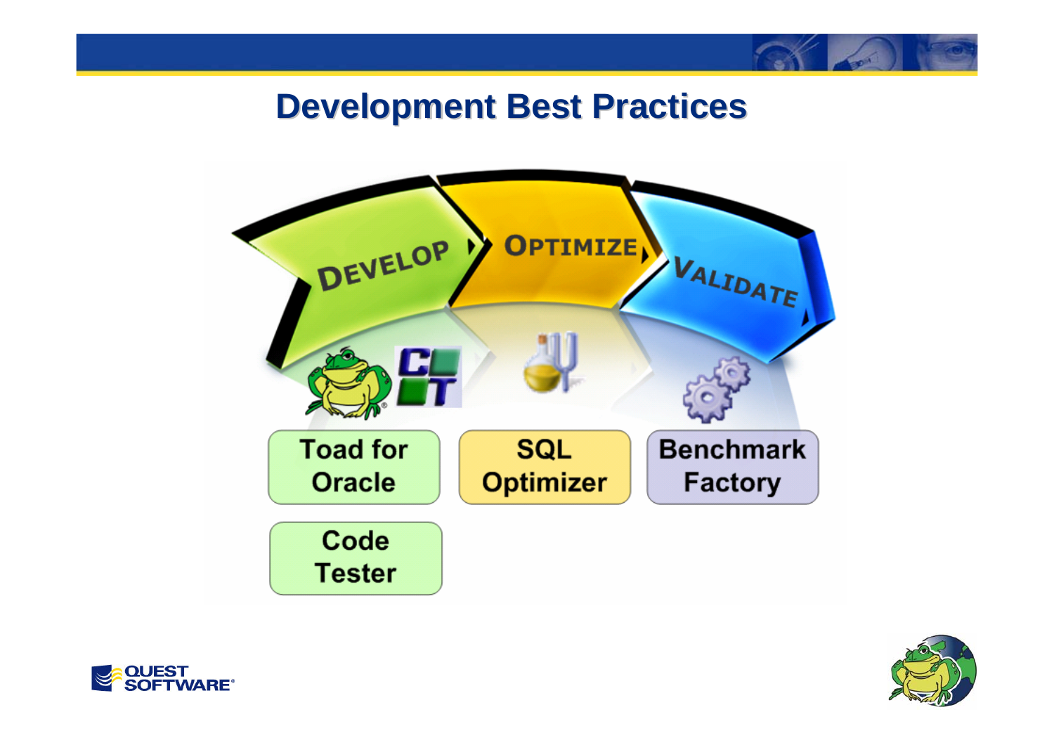# Development Best Practices

DEVELOP → OPTIMIZE → VALIDATE

- Toad for Oracle
- Code Tester
- SQL Optimizer
- Benchmark Factory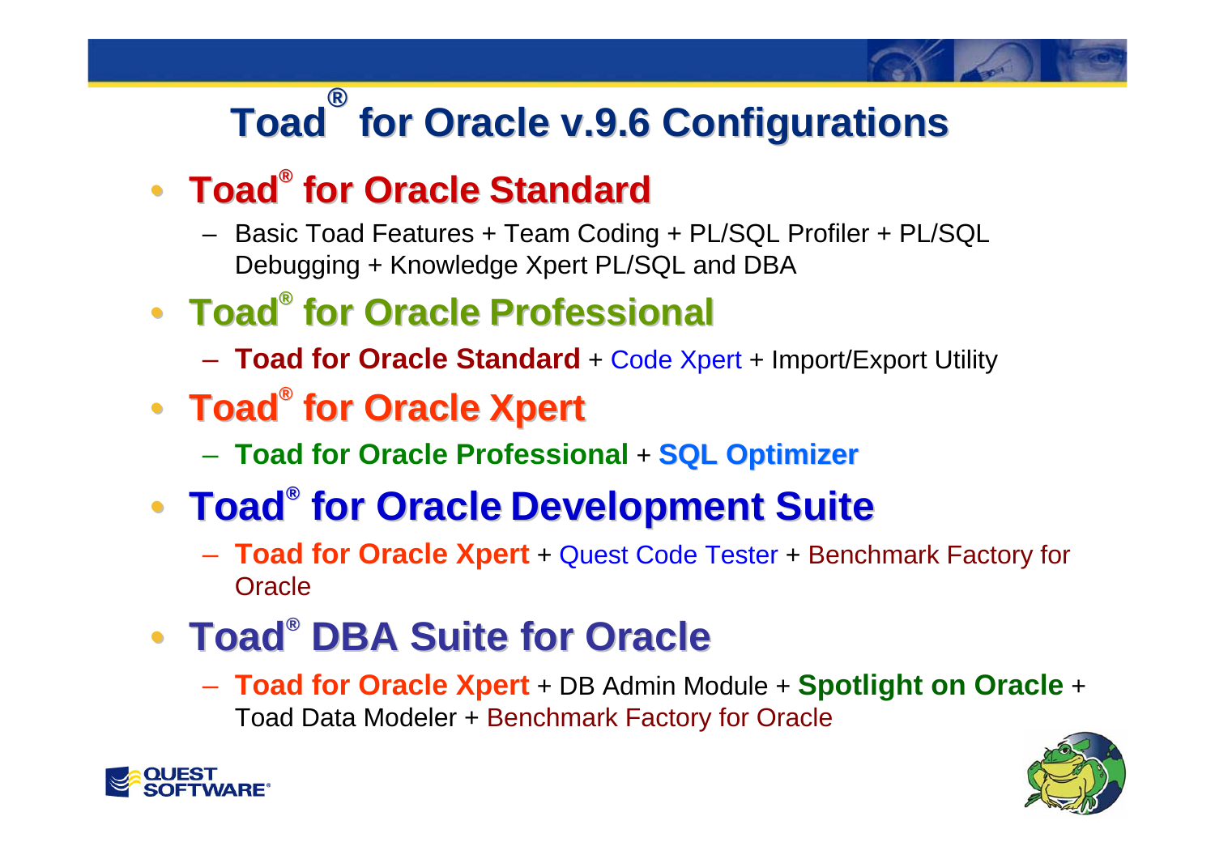# Toad® for Oracle v.9.6 Configurations

- **Toad® for Oracle Standard**
  - Basic Toad Features + Team Coding + PL/SQL Profiler + PL/SQL Debugging + Knowledge Xpert PL/SQL and DBA
- **Toad® for Oracle Professional**
  - **Toad for Oracle Standard** + Code Xpert + Import/Export Utility
- **Toad® for Oracle Xpert**
  - **Toad for Oracle Professional** + **SQL Optimizer**
- **Toad® for Oracle Development Suite**
  - **Toad for Oracle Xpert** + Quest Code Tester + Benchmark Factory for Oracle
- **Toad® DBA Suite for Oracle**
  - **Toad for Oracle Xpert** + DB Admin Module + **Spotlight on Oracle** + Toad Data Modeler + Benchmark Factory for Oracle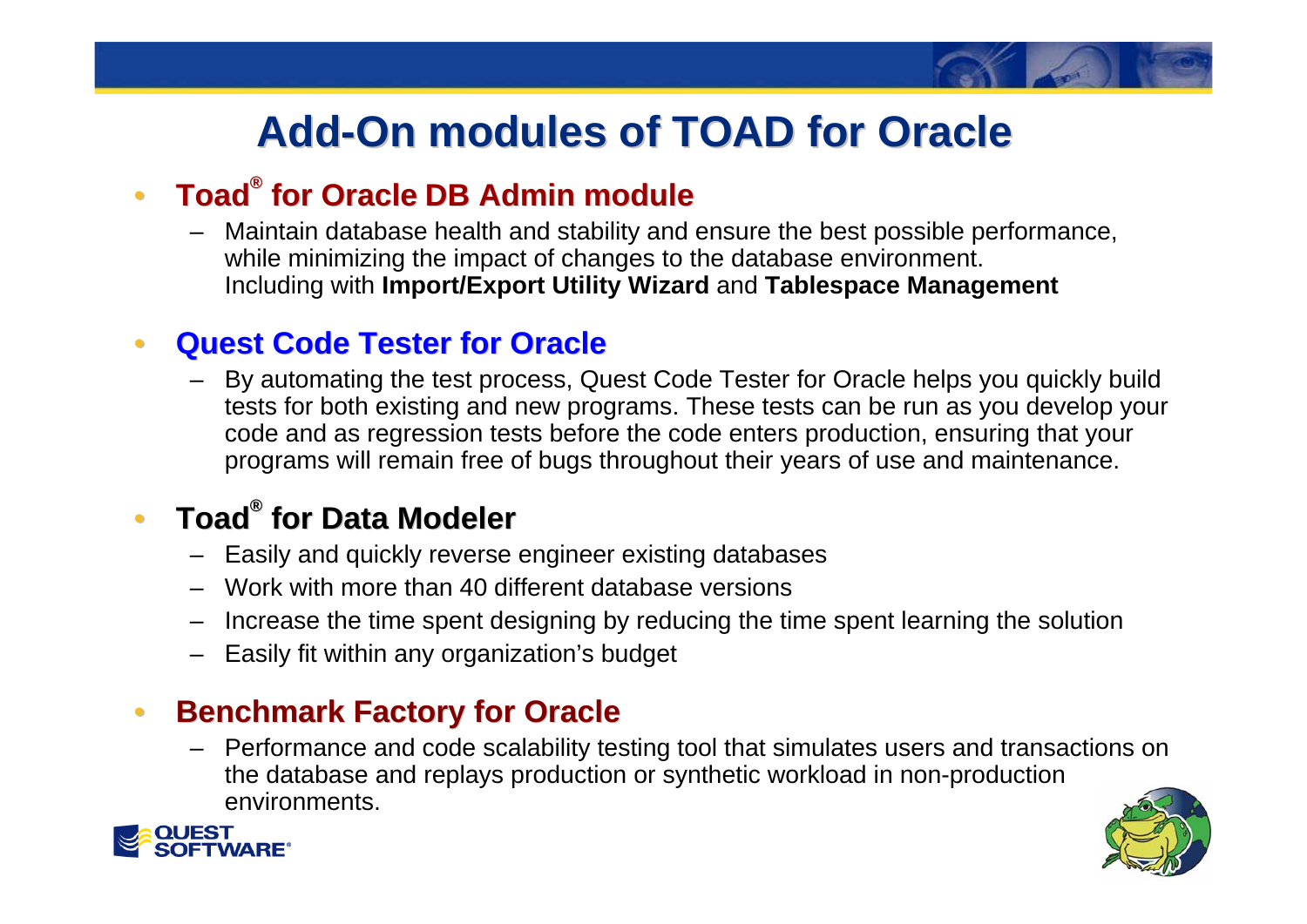# Add-On modules of TOAD for Oracle

- **Toad® for Oracle DB Admin module**
  - Maintain database health and stability and ensure the best possible performance, while minimizing the impact of changes to the database environment. Including with **Import/Export Utility Wizard** and **Tablespace Management**
- **Quest Code Tester for Oracle**
  - By automating the test process, Quest Code Tester for Oracle helps you quickly build tests for both existing and new programs. These tests can be run as you develop your code and as regression tests before the code enters production, ensuring that your programs will remain free of bugs throughout their years of use and maintenance.
- **Toad® for Data Modeler**
  - Easily and quickly reverse engineer existing databases
  - Work with more than 40 different database versions
  - Increase the time spent designing by reducing the time spent learning the solution
  - Easily fit within any organization's budget
- **Benchmark Factory for Oracle**
  - Performance and code scalability testing tool that simulates users and transactions on the database and replays production or synthetic workload in non-production environments.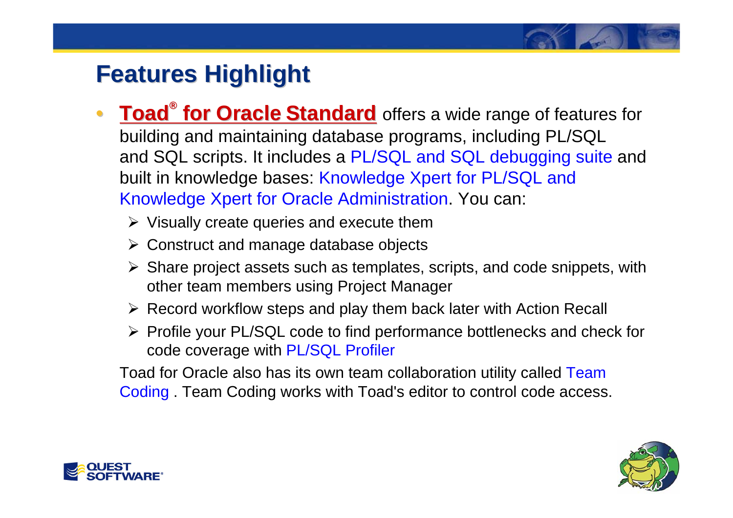# Features Highlight

- **Toad® for Oracle Standard** offers a wide range of features for building and maintaining database programs, including PL/SQL and SQL scripts. It includes a PL/SQL and SQL debugging suite and built in knowledge bases: Knowledge Xpert for PL/SQL and Knowledge Xpert for Oracle Administration. You can:
  - Visually create queries and execute them
  - Construct and manage database objects
  - Share project assets such as templates, scripts, and code snippets, with other team members using Project Manager
  - Record workflow steps and play them back later with Action Recall
  - Profile your PL/SQL code to find performance bottlenecks and check for code coverage with PL/SQL Profiler

  Toad for Oracle also has its own team collaboration utility called Team Coding . Team Coding works with Toad's editor to control code access.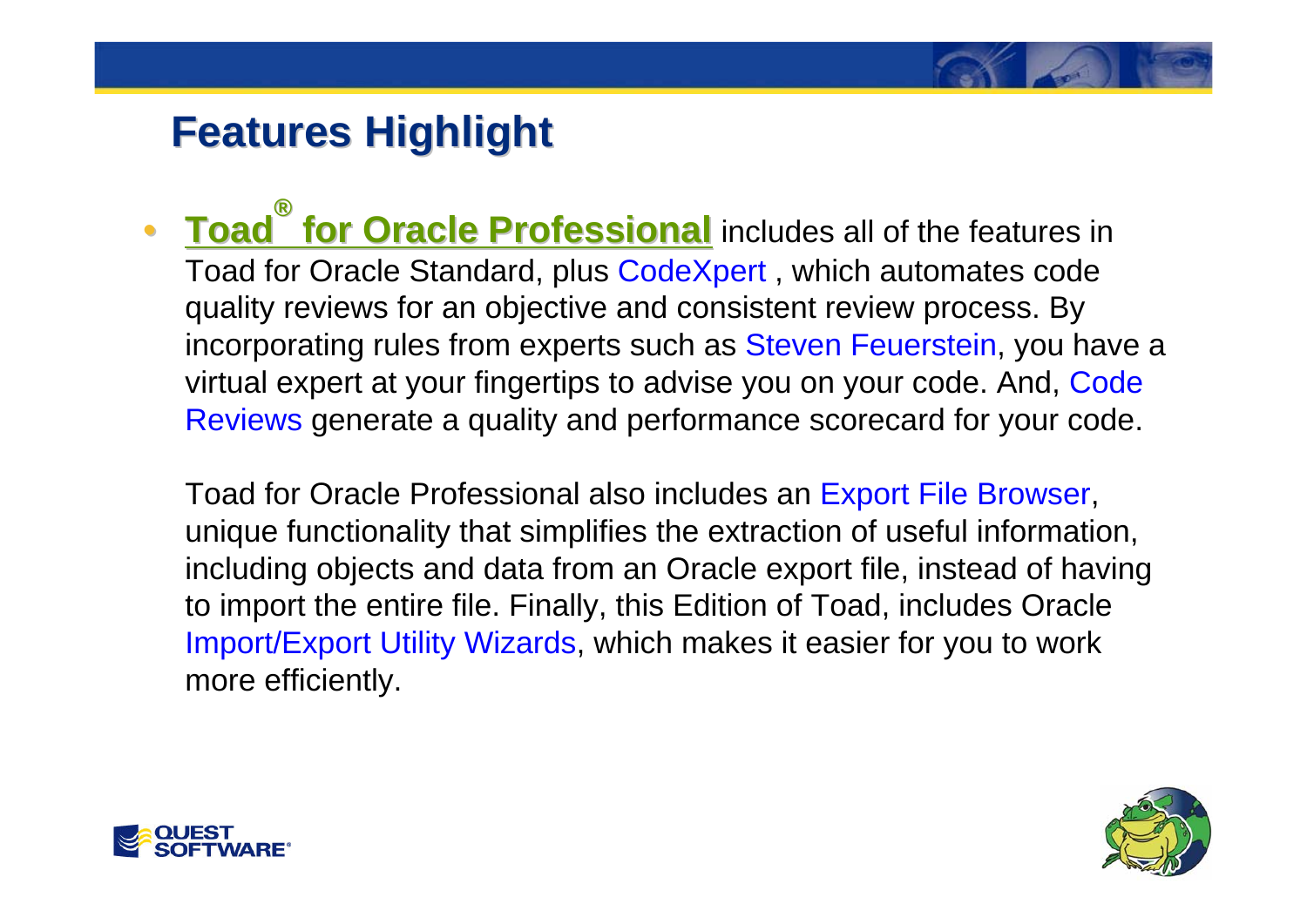# Features Highlight

- **Toad® for Oracle Professional** includes all of the features in Toad for Oracle Standard, plus CodeXpert , which automates code quality reviews for an objective and consistent review process. By incorporating rules from experts such as Steven Feuerstein, you have a virtual expert at your fingertips to advise you on your code. And, Code Reviews generate a quality and performance scorecard for your code.

  Toad for Oracle Professional also includes an Export File Browser, unique functionality that simplifies the extraction of useful information, including objects and data from an Oracle export file, instead of having to import the entire file. Finally, this Edition of Toad, includes Oracle Import/Export Utility Wizards, which makes it easier for you to work more efficiently.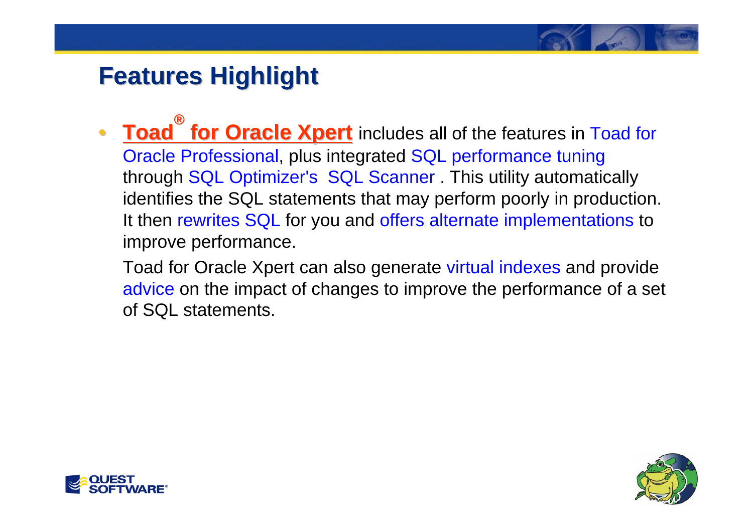# Features Highlight

- **Toad® for Oracle Xpert** includes all of the features in Toad for Oracle Professional, plus integrated SQL performance tuning through SQL Optimizer's SQL Scanner . This utility automatically identifies the SQL statements that may perform poorly in production. It then rewrites SQL for you and offers alternate implementations to improve performance.

  Toad for Oracle Xpert can also generate virtual indexes and provide advice on the impact of changes to improve the performance of a set of SQL statements.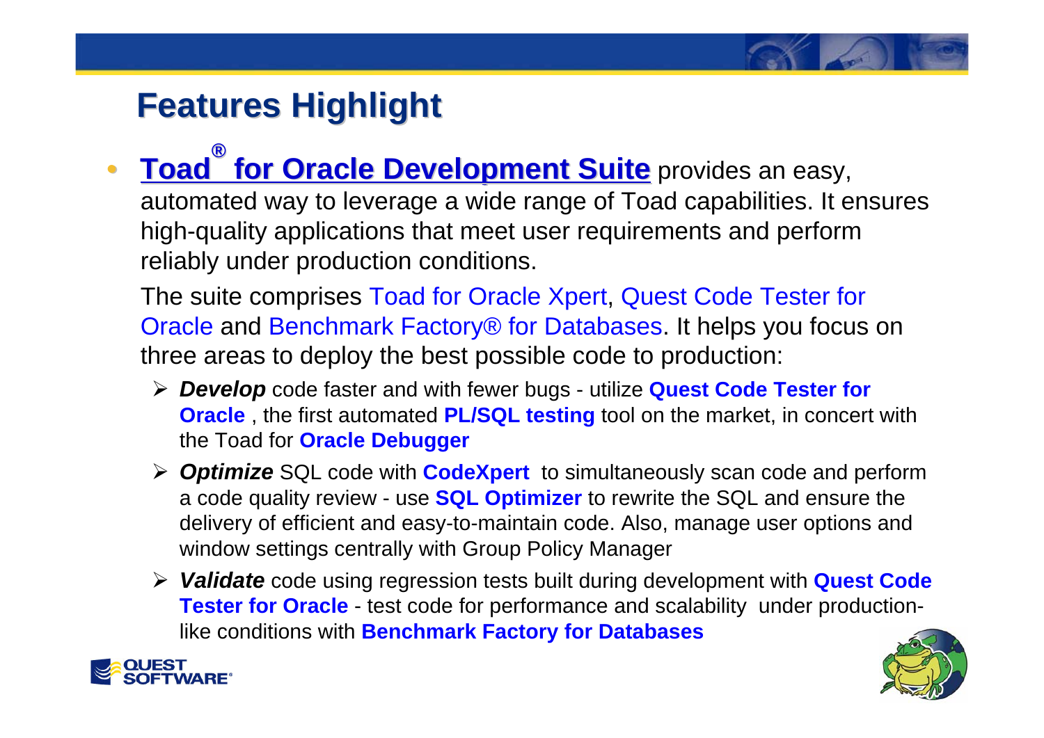# Features Highlight

- **Toad® for Oracle Development Suite** provides an easy, automated way to leverage a wide range of Toad capabilities. It ensures high-quality applications that meet user requirements and perform reliably under production conditions.

  The suite comprises Toad for Oracle Xpert, Quest Code Tester for Oracle and Benchmark Factory® for Databases. It helps you focus on three areas to deploy the best possible code to production:

  - ***Develop*** code faster and with fewer bugs - utilize **Quest Code Tester for Oracle** , the first automated **PL/SQL testing** tool on the market, in concert with the Toad for **Oracle Debugger**
  - ***Optimize*** SQL code with **CodeXpert** to simultaneously scan code and perform a code quality review - use **SQL Optimizer** to rewrite the SQL and ensure the delivery of efficient and easy-to-maintain code. Also, manage user options and window settings centrally with Group Policy Manager
  - ***Validate*** code using regression tests built during development with **Quest Code Tester for Oracle** - test code for performance and scalability under production-like conditions with **Benchmark Factory for Databases**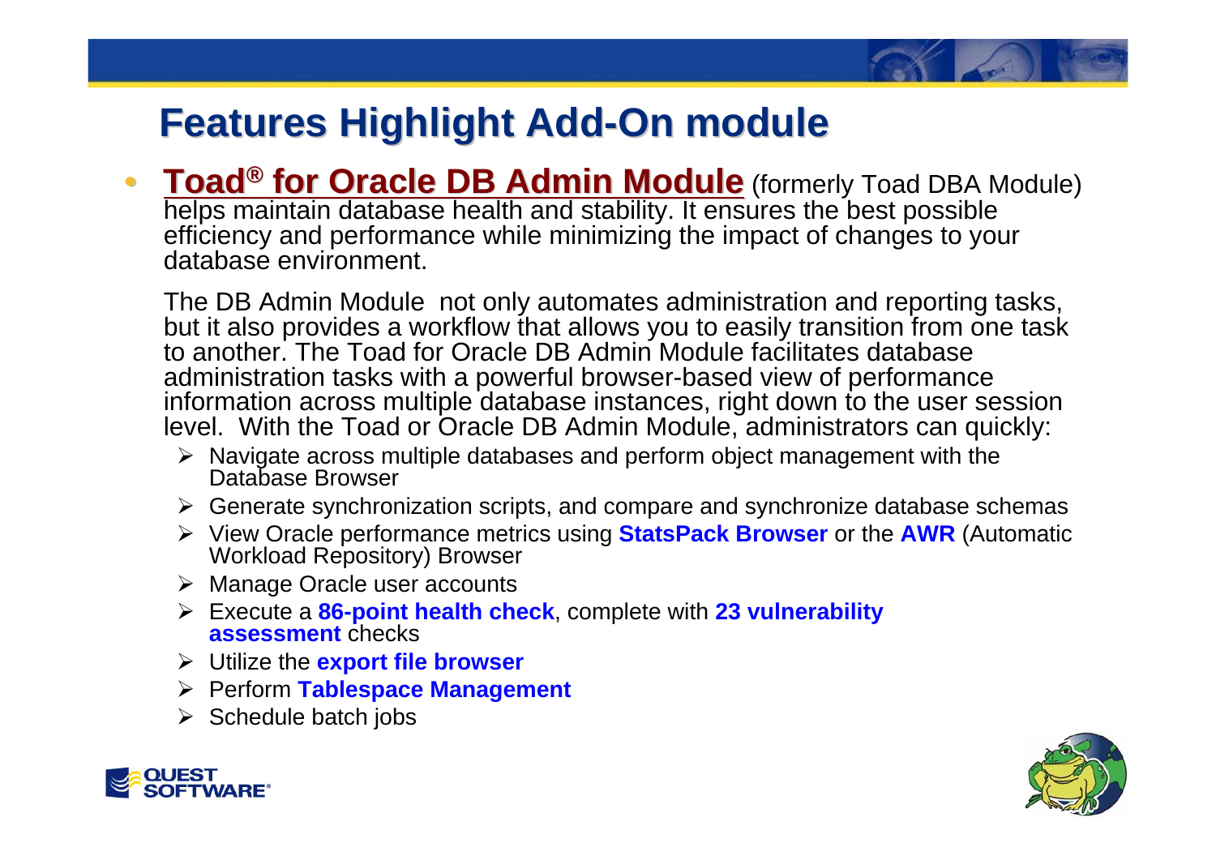# Features Highlight Add-On module

- **Toad® for Oracle DB Admin Module** (formerly Toad DBA Module) helps maintain database health and stability. It ensures the best possible efficiency and performance while minimizing the impact of changes to your database environment.

  The DB Admin Module not only automates administration and reporting tasks, but it also provides a workflow that allows you to easily transition from one task to another. The Toad for Oracle DB Admin Module facilitates database administration tasks with a powerful browser-based view of performance information across multiple database instances, right down to the user session level. With the Toad or Oracle DB Admin Module, administrators can quickly:

  - Navigate across multiple databases and perform object management with the Database Browser
  - Generate synchronization scripts, and compare and synchronize database schemas
  - View Oracle performance metrics using **StatsPack Browser** or the **AWR** (Automatic Workload Repository) Browser
  - Manage Oracle user accounts
  - Execute a **86-point health check**, complete with **23 vulnerability assessment** checks
  - Utilize the **export file browser**
  - Perform **Tablespace Management**
  - Schedule batch jobs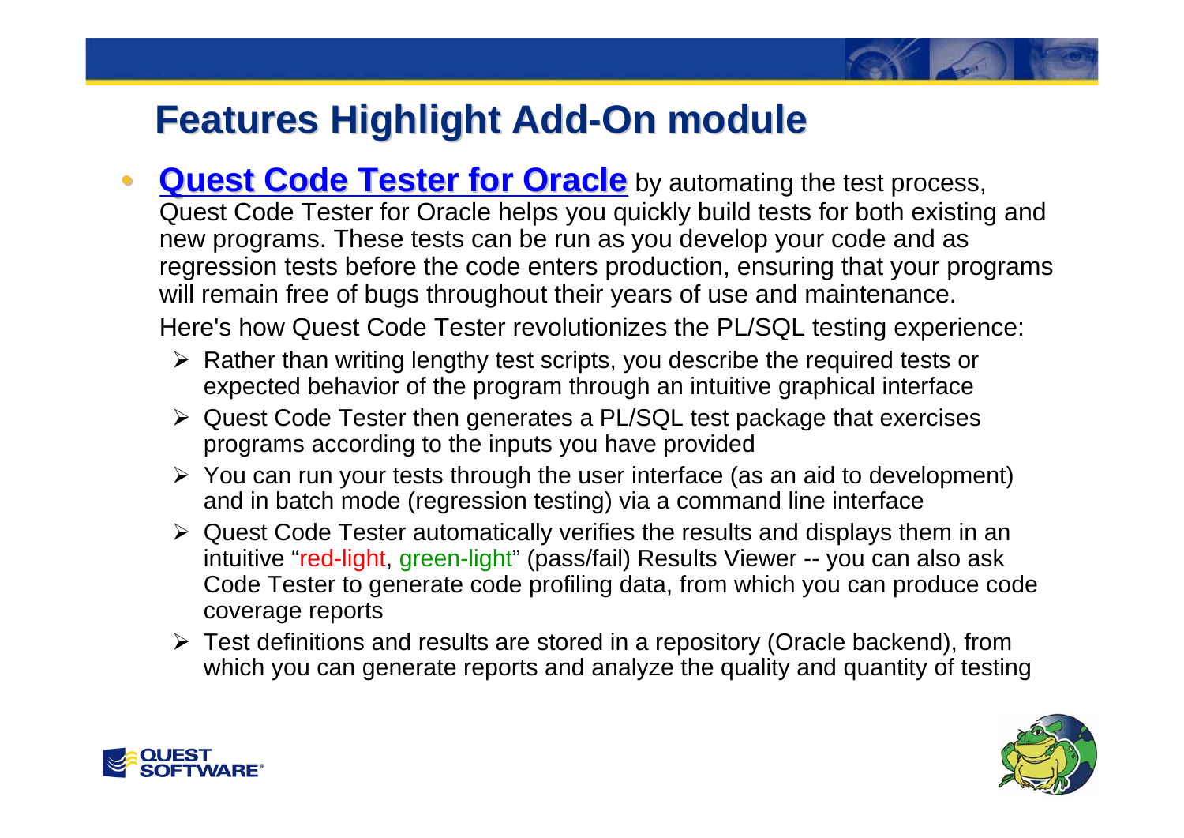# Features Highlight Add-On module

- **Quest Code Tester for Oracle** by automating the test process, Quest Code Tester for Oracle helps you quickly build tests for both existing and new programs. These tests can be run as you develop your code and as regression tests before the code enters production, ensuring that your programs will remain free of bugs throughout their years of use and maintenance.

  Here's how Quest Code Tester revolutionizes the PL/SQL testing experience:

  - Rather than writing lengthy test scripts, you describe the required tests or expected behavior of the program through an intuitive graphical interface
  - Quest Code Tester then generates a PL/SQL test package that exercises programs according to the inputs you have provided
  - You can run your tests through the user interface (as an aid to development) and in batch mode (regression testing) via a command line interface
  - Quest Code Tester automatically verifies the results and displays them in an intuitive "red-light, green-light" (pass/fail) Results Viewer -- you can also ask Code Tester to generate code profiling data, from which you can produce code coverage reports
  - Test definitions and results are stored in a repository (Oracle backend), from which you can generate reports and analyze the quality and quantity of testing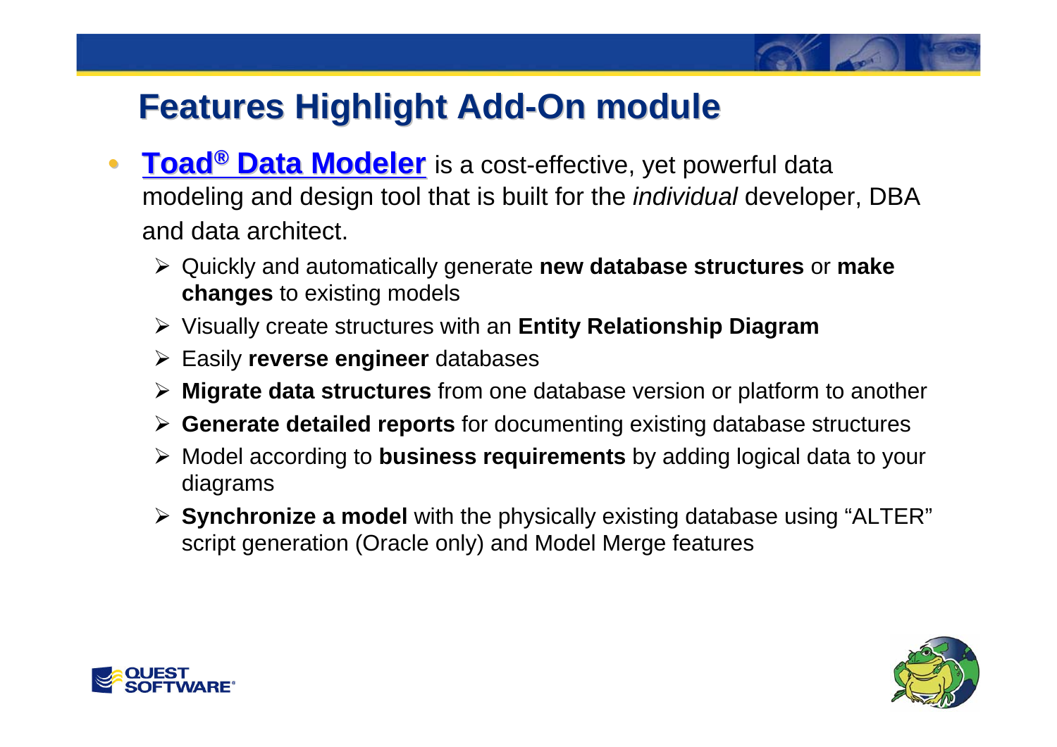# Features Highlight Add-On module

- **Toad® Data Modeler** is a cost-effective, yet powerful data modeling and design tool that is built for the *individual* developer, DBA and data architect.
  - Quickly and automatically generate **new database structures** or **make changes** to existing models
  - Visually create structures with an **Entity Relationship Diagram**
  - Easily **reverse engineer** databases
  - **Migrate data structures** from one database version or platform to another
  - **Generate detailed reports** for documenting existing database structures
  - Model according to **business requirements** by adding logical data to your diagrams
  - **Synchronize a model** with the physically existing database using "ALTER" script generation (Oracle only) and Model Merge features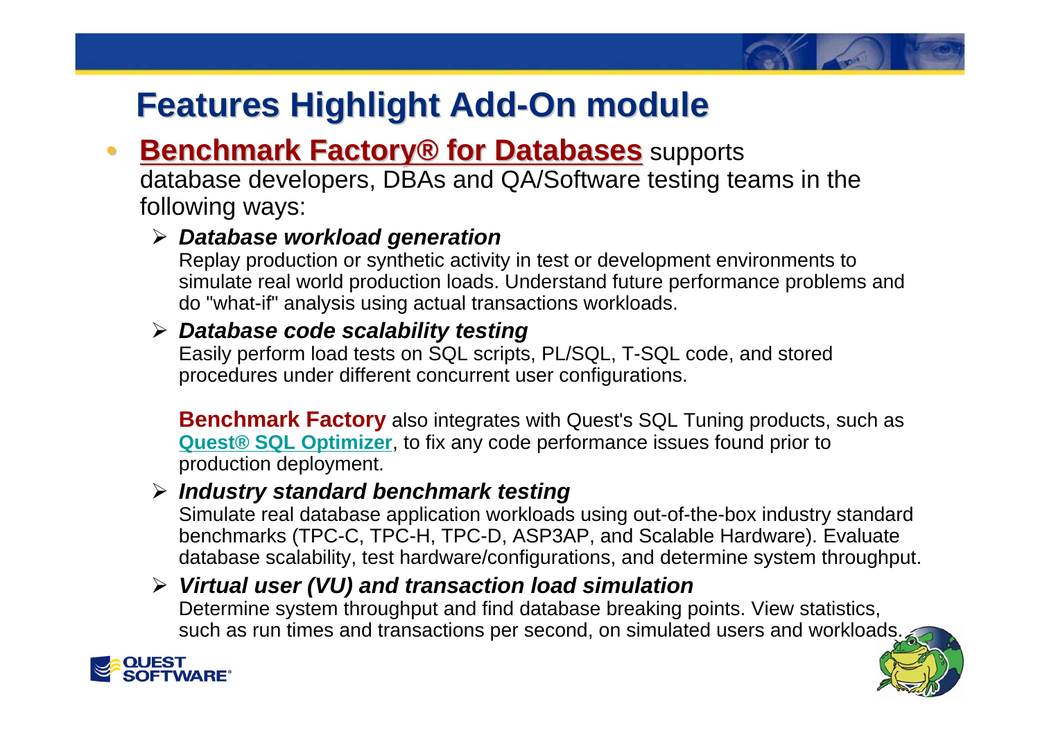# Features Highlight Add-On module

- **Benchmark Factory® for Databases** supports database developers, DBAs and QA/Software testing teams in the following ways:
  - ***Database workload generation***
    Replay production or synthetic activity in test or development environments to simulate real world production loads. Understand future performance problems and do "what-if" analysis using actual transactions workloads.
  - ***Database code scalability testing***
    Easily perform load tests on SQL scripts, PL/SQL, T-SQL code, and stored procedures under different concurrent user configurations.

    **Benchmark Factory** also integrates with Quest's SQL Tuning products, such as **Quest® SQL Optimizer**, to fix any code performance issues found prior to production deployment.
  - ***Industry standard benchmark testing***
    Simulate real database application workloads using out-of-the-box industry standard benchmarks (TPC-C, TPC-H, TPC-D, ASP3AP, and Scalable Hardware). Evaluate database scalability, test hardware/configurations, and determine system throughput.
  - ***Virtual user (VU) and transaction load simulation***
    Determine system throughput and find database breaking points. View statistics, such as run times and transactions per second, on simulated users and workloads.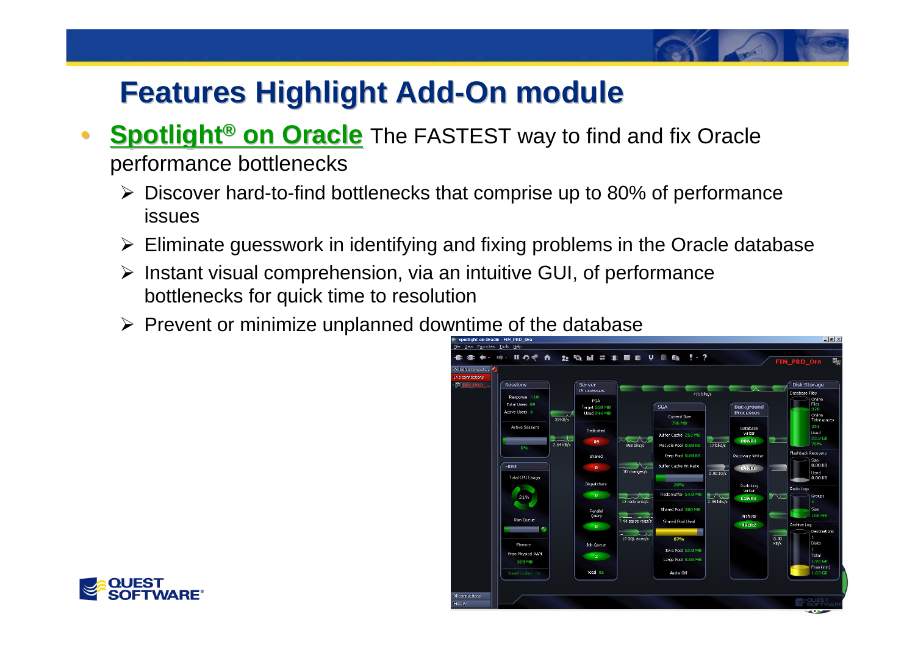# Features Highlight Add-On module

- **Spotlight® on Oracle** The FASTEST way to find and fix Oracle performance bottlenecks
  - Discover hard-to-find bottlenecks that comprise up to 80% of performance issues
  - Eliminate guesswork in identifying and fixing problems in the Oracle database
  - Instant visual comprehension, via an intuitive GUI, of performance bottlenecks for quick time to resolution
  - Prevent or minimize unplanned downtime of the database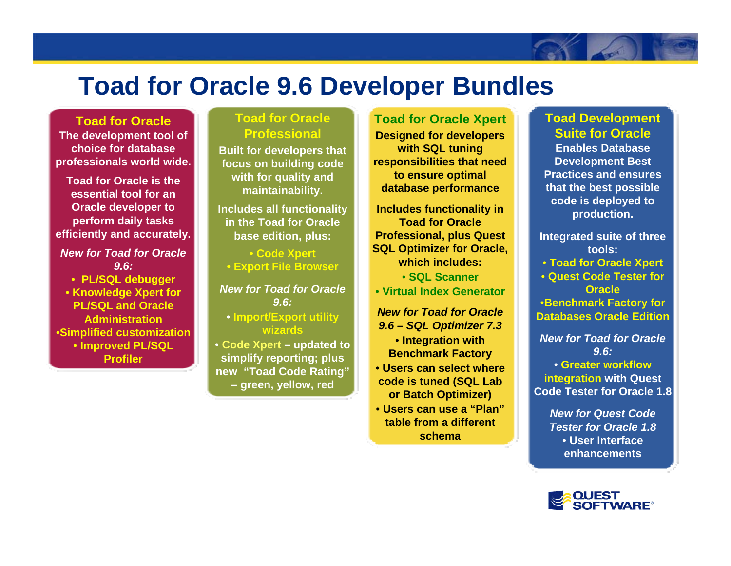# Toad for Oracle 9.6 Developer Bundles

## Toad for Oracle

**The development tool of choice for database professionals world wide.**

**Toad for Oracle is the essential tool for an Oracle developer to perform daily tasks efficiently and accurately.**

***New for Toad for Oracle 9.6:***

- **PL/SQL debugger**
- **Knowledge Xpert for PL/SQL and Oracle Administration**
- **Simplified customization**
- **Improved PL/SQL Profiler**

## Toad for Oracle Professional

**Built for developers that focus on building code with for quality and maintainability.**

**Includes all functionality in the Toad for Oracle base edition, plus:**

- **Code Xpert**
- **Export File Browser**

***New for Toad for Oracle 9.6:***

- **Import/Export utility wizards**
- **Code Xpert – updated to simplify reporting; plus new "Toad Code Rating" – green, yellow, red**

## Toad for Oracle Xpert

**Designed for developers with SQL tuning responsibilities that need to ensure optimal database performance**

**Includes functionality in Toad for Oracle Professional, plus Quest SQL Optimizer for Oracle, which includes:**

- **SQL Scanner**
- **Virtual Index Generator**

***New for Toad for Oracle 9.6 – SQL Optimizer 7.3***

- **Integration with Benchmark Factory**
- **Users can select where code is tuned (SQL Lab or Batch Optimizer)**
- **Users can use a "Plan" table from a different schema**

## Toad Development Suite for Oracle

**Enables Database Development Best Practices and ensures that the best possible code is deployed to production.**

**Integrated suite of three tools:**

- **Toad for Oracle Xpert**
- **Quest Code Tester for Oracle**
- **Benchmark Factory for Databases Oracle Edition**

***New for Toad for Oracle 9.6:***

- **Greater workflow integration with Quest Code Tester for Oracle 1.8**

***New for Quest Code Tester for Oracle 1.8***

- **User Interface enhancements**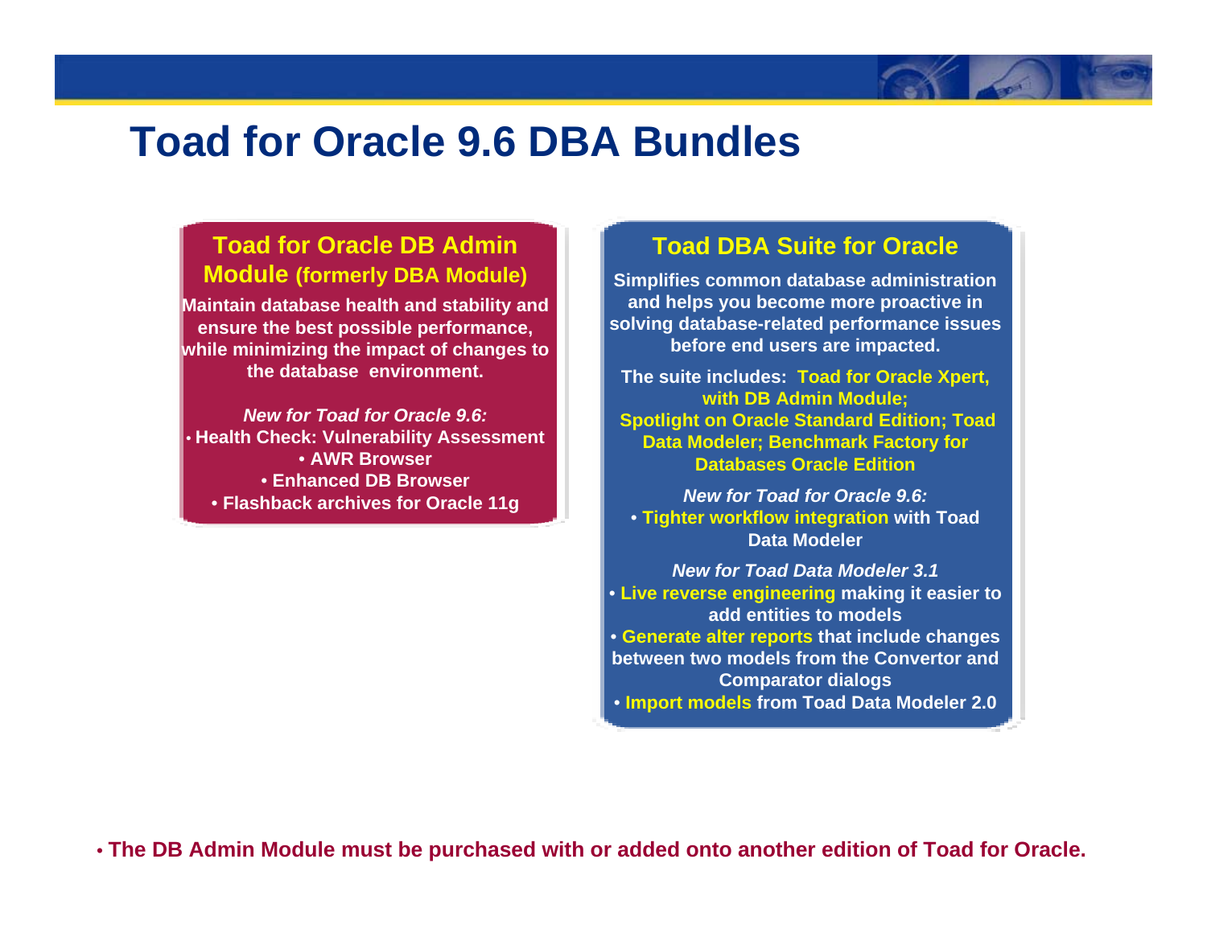# Toad for Oracle 9.6 DBA Bundles

## Toad for Oracle DB Admin Module (formerly DBA Module)

**Maintain database health and stability and ensure the best possible performance, while minimizing the impact of changes to the database environment.**

***New for Toad for Oracle 9.6:***

- **Health Check: Vulnerability Assessment**
- **AWR Browser**
- **Enhanced DB Browser**
- **Flashback archives for Oracle 11g**

## Toad DBA Suite for Oracle

**Simplifies common database administration and helps you become more proactive in solving database-related performance issues before end users are impacted.**

**The suite includes: Toad for Oracle Xpert, with DB Admin Module; Spotlight on Oracle Standard Edition; Toad Data Modeler; Benchmark Factory for Databases Oracle Edition**

***New for Toad for Oracle 9.6:***

- **Tighter workflow integration with Toad Data Modeler**

***New for Toad Data Modeler 3.1***

- **Live reverse engineering making it easier to add entities to models**
- **Generate alter reports that include changes between two models from the Convertor and Comparator dialogs**
- **Import models from Toad Data Modeler 2.0**

- **The DB Admin Module must be purchased with or added onto another edition of Toad for Oracle.**